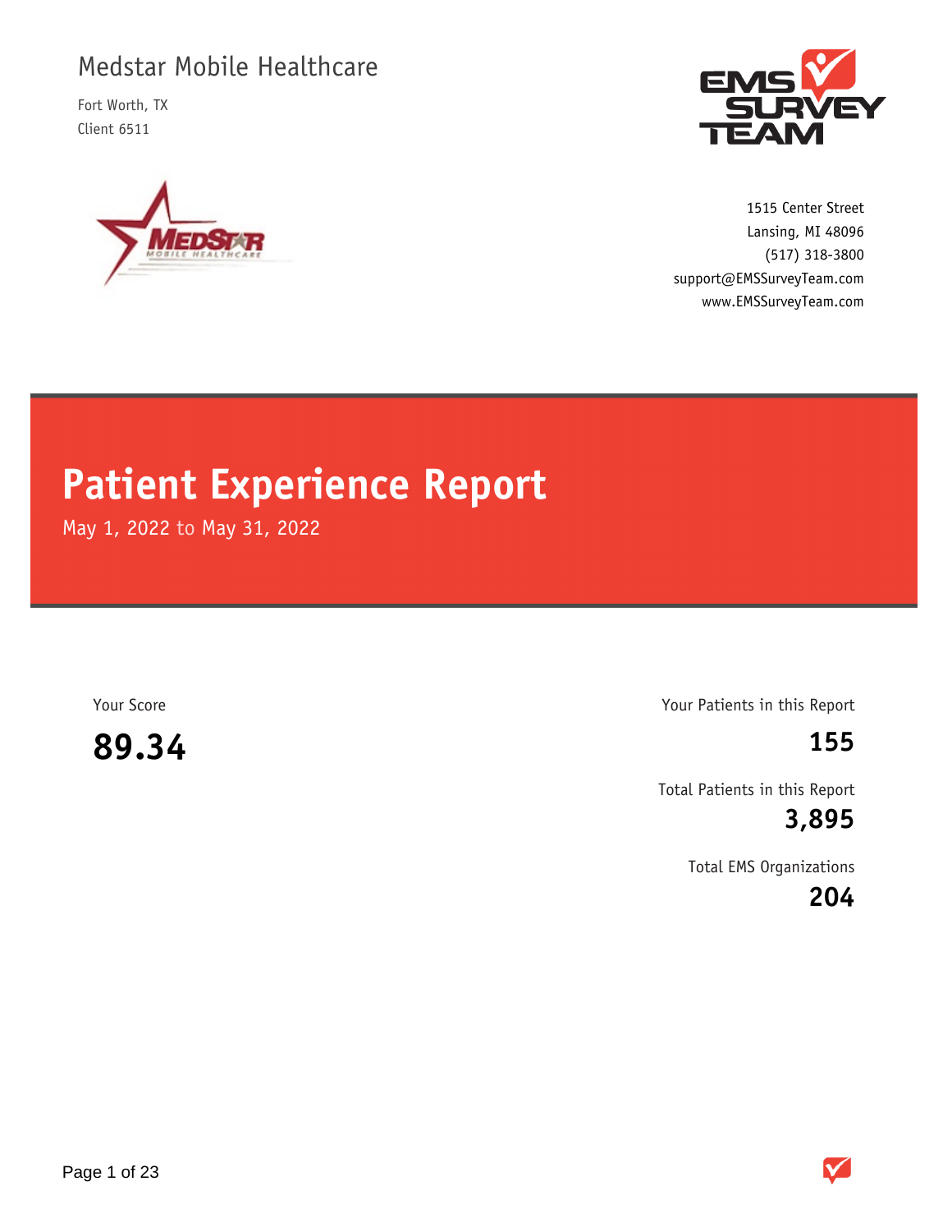Medstar Mobile Healthcare

Fort Worth, TX
Client 6511

1515 Center Street
Lansing, MI 48096
(517) 318-3800
support@EMSSurveyTeam.com
www.EMSSurveyTeam.com

# Patient Experience Report

May 1, 2022 to May 31, 2022

Your Score

**89.34**

Your Patients in this Report

**155**

Total Patients in this Report

**3,895**

Total EMS Organizations

**204**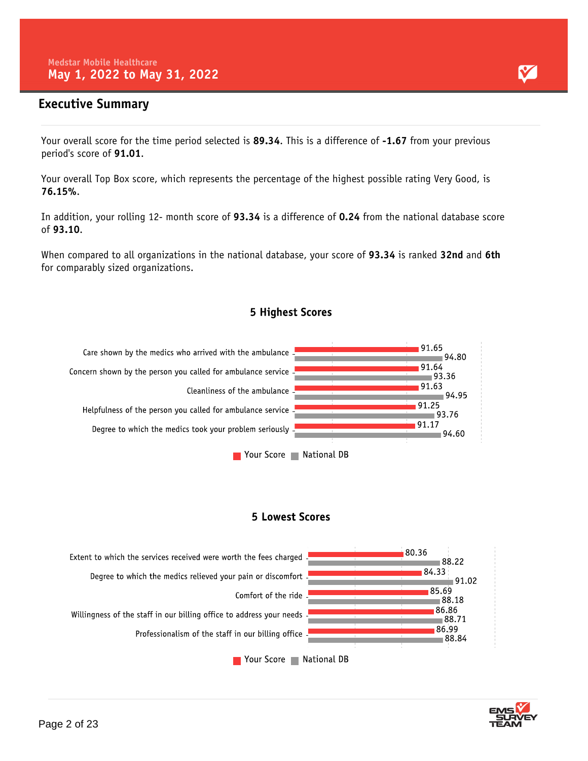Medstar Mobile Healthcare

# May 1, 2022 to May 31, 2022

## Executive Summary

Your overall score for the time period selected is **89.34**. This is a difference of **-1.67** from your previous period's score of **91.01**.

Your overall Top Box score, which represents the percentage of the highest possible rating Very Good, is **76.15%**.

In addition, your rolling 12- month score of **93.34** is a difference of **0.24** from the national database score of **93.10**.

When compared to all organizations in the national database, your score of **93.34** is ranked **32nd** and **6th** for comparably sized organizations.

### 5 Highest Scores

| Item | Your Score | National DB |
|---|---|---|
| Care shown by the medics who arrived with the ambulance | 91.65 | 94.80 |
| Concern shown by the person you called for ambulance service | 91.64 | 93.36 |
| Cleanliness of the ambulance | 91.63 | 94.95 |
| Helpfulness of the person you called for ambulance service | 91.25 | 93.76 |
| Degree to which the medics took your problem seriously | 91.17 | 94.60 |

### 5 Lowest Scores

| Item | Your Score | National DB |
|---|---|---|
| Extent to which the services received were worth the fees charged | 80.36 | 88.22 |
| Degree to which the medics relieved your pain or discomfort | 84.33 | 91.02 |
| Comfort of the ride | 85.69 | 88.18 |
| Willingness of the staff in our billing office to address your needs | 86.86 | 88.71 |
| Professionalism of the staff in our billing office | 86.99 | 88.84 |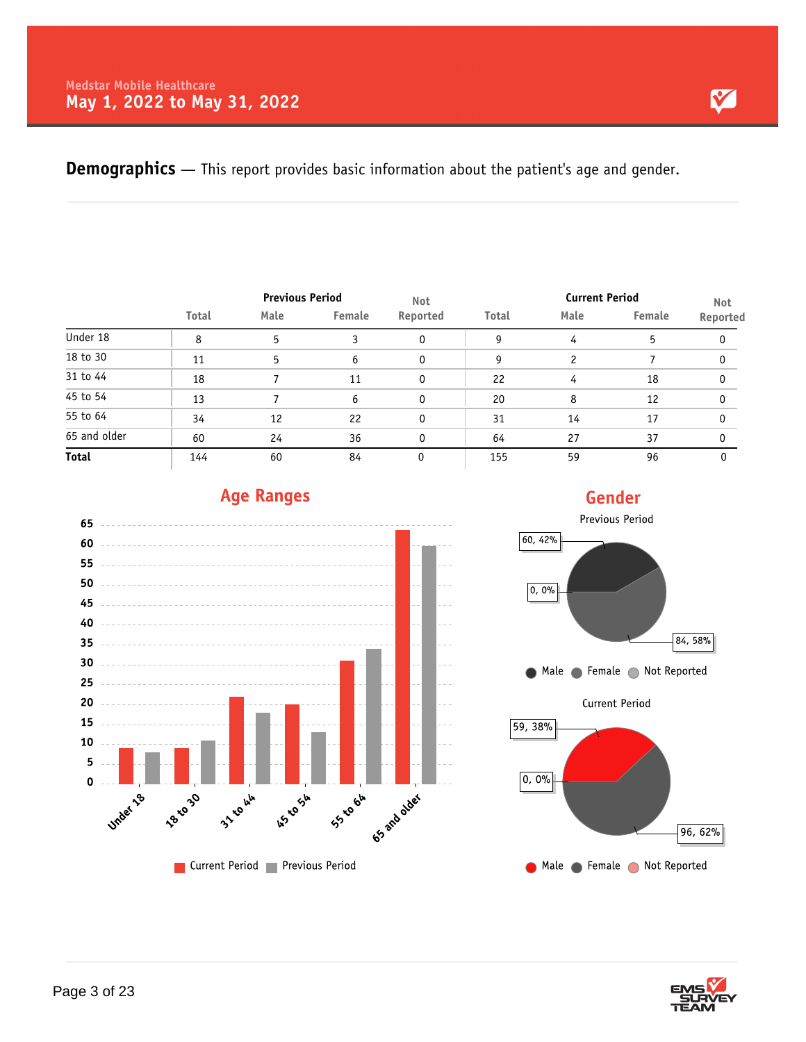Medstar Mobile Healthcare

**May 1, 2022 to May 31, 2022**

## Demographics — This report provides basic information about the patient's age and gender.

| | Previous Period | | | | Current Period | | | |
|---|---|---|---|---|---|---|---|---|
| | Total | Male | Female | Not Reported | Total | Male | Female | Not Reported |
| Under 18 | 8 | 5 | 3 | 0 | 9 | 4 | 5 | 0 |
| 18 to 30 | 11 | 5 | 6 | 0 | 9 | 2 | 7 | 0 |
| 31 to 44 | 18 | 7 | 11 | 0 | 22 | 4 | 18 | 0 |
| 45 to 54 | 13 | 7 | 6 | 0 | 20 | 8 | 12 | 0 |
| 55 to 64 | 34 | 12 | 22 | 0 | 31 | 14 | 17 | 0 |
| 65 and older | 60 | 24 | 36 | 0 | 64 | 27 | 37 | 0 |
| **Total** | 144 | 60 | 84 | 0 | 155 | 59 | 96 | 0 |

### Age Ranges

| Age Range | Current Period | Previous Period |
|---|---|---|
| Under 18 | 9 | 8 |
| 18 to 30 | 9 | 11 |
| 31 to 44 | 22 | 18 |
| 45 to 54 | 20 | 13 |
| 55 to 64 | 31 | 34 |
| 65 and older | 64 | 60 |

### Gender

Previous Period

- Male: 60, 42%
- Female: 84, 58%
- Not Reported: 0, 0%

Current Period

- Male: 59, 38%
- Female: 96, 62%
- Not Reported: 0, 0%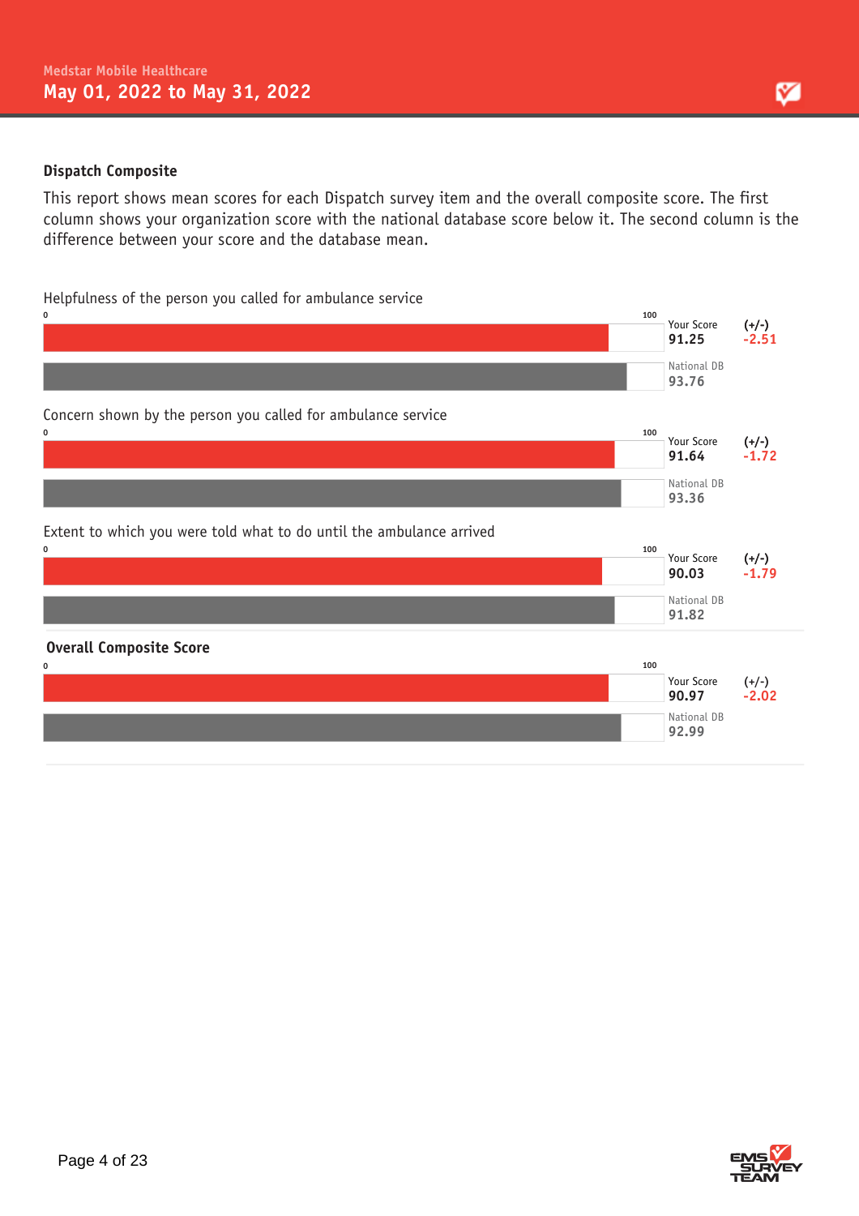## Dispatch Composite

This report shows mean scores for each Dispatch survey item and the overall composite score. The first column shows your organization score with the national database score below it. The second column is the difference between your score and the database mean.

| Item | Your Score | National DB | (+/-) |
|---|---|---|---|
| Helpfulness of the person you called for ambulance service | 91.25 | 93.76 | -2.51 |
| Concern shown by the person you called for ambulance service | 91.64 | 93.36 | -1.72 |
| Extent to which you were told what to do until the ambulance arrived | 90.03 | 91.82 | -1.79 |
| **Overall Composite Score** | 90.97 | 92.99 | -2.02 |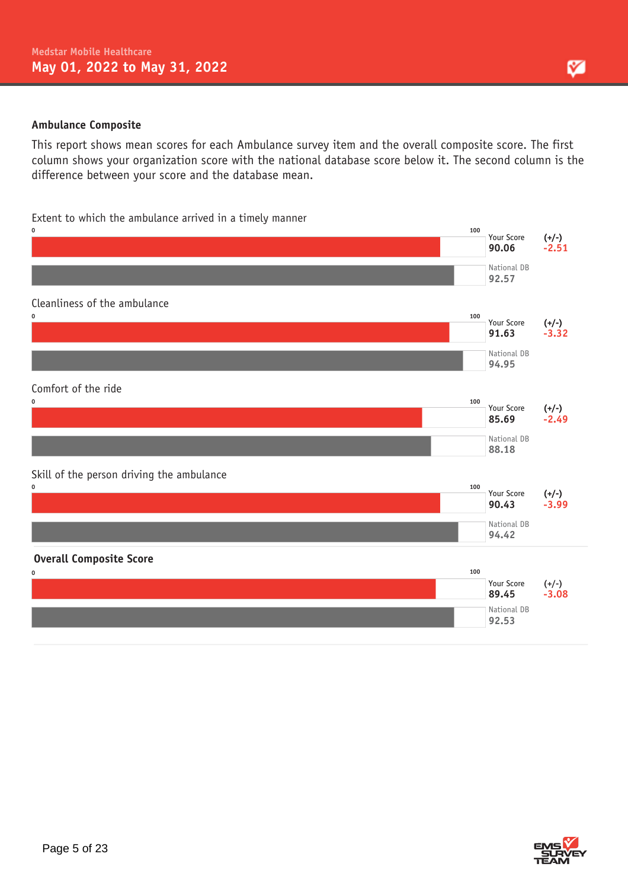## Ambulance Composite

This report shows mean scores for each Ambulance survey item and the overall composite score. The first column shows your organization score with the national database score below it. The second column is the difference between your score and the database mean.

### Extent to which the ambulance arrived in a timely manner

| | Score | (+/-) |
|---|---|---|
| Your Score | 90.06 | -2.51 |
| National DB | 92.57 | |

### Cleanliness of the ambulance

| | Score | (+/-) |
|---|---|---|
| Your Score | 91.63 | -3.32 |
| National DB | 94.95 | |

### Comfort of the ride

| | Score | (+/-) |
|---|---|---|
| Your Score | 85.69 | -2.49 |
| National DB | 88.18 | |

### Skill of the person driving the ambulance

| | Score | (+/-) |
|---|---|---|
| Your Score | 90.43 | -3.99 |
| National DB | 94.42 | |

### Overall Composite Score

| | Score | (+/-) |
|---|---|---|
| Your Score | 89.45 | -3.08 |
| National DB | 92.53 | |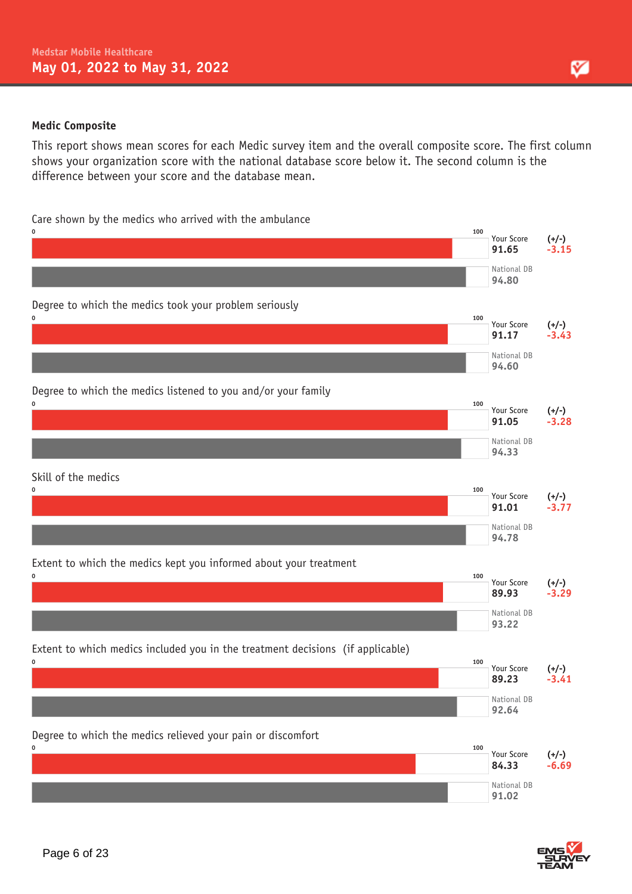## Medic Composite

This report shows mean scores for each Medic survey item and the overall composite score. The first column shows your organization score with the national database score below it. The second column is the difference between your score and the database mean.

| Item | Your Score | National DB | (+/-) |
| --- | --- | --- | --- |
| Care shown by the medics who arrived with the ambulance | 91.65 | 94.80 | -3.15 |
| Degree to which the medics took your problem seriously | 91.17 | 94.60 | -3.43 |
| Degree to which the medics listened to you and/or your family | 91.05 | 94.33 | -3.28 |
| Skill of the medics | 91.01 | 94.78 | -3.77 |
| Extent to which the medics kept you informed about your treatment | 89.93 | 93.22 | -3.29 |
| Extent to which medics included you in the treatment decisions (if applicable) | 89.23 | 92.64 | -3.41 |
| Degree to which the medics relieved your pain or discomfort | 84.33 | 91.02 | -6.69 |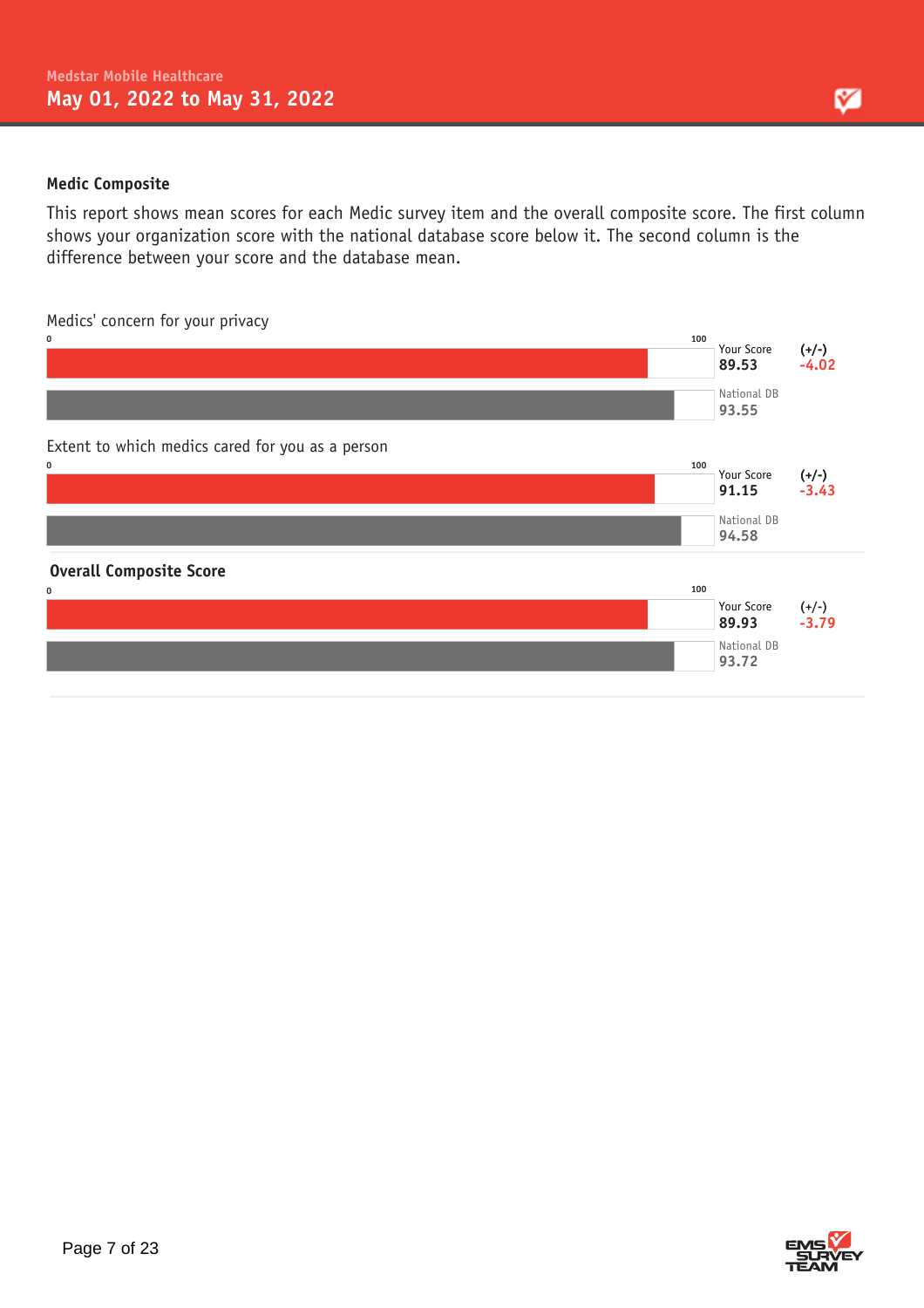### Medic Composite

This report shows mean scores for each Medic survey item and the overall composite score. The first column shows your organization score with the national database score below it. The second column is the difference between your score and the database mean.

| Item | Your Score | National DB | (+/-) |
| --- | --- | --- | --- |
| Medics' concern for your privacy | 89.53 | 93.55 | -4.02 |
| Extent to which medics cared for you as a person | 91.15 | 94.58 | -3.43 |
| **Overall Composite Score** | 89.93 | 93.72 | -3.79 |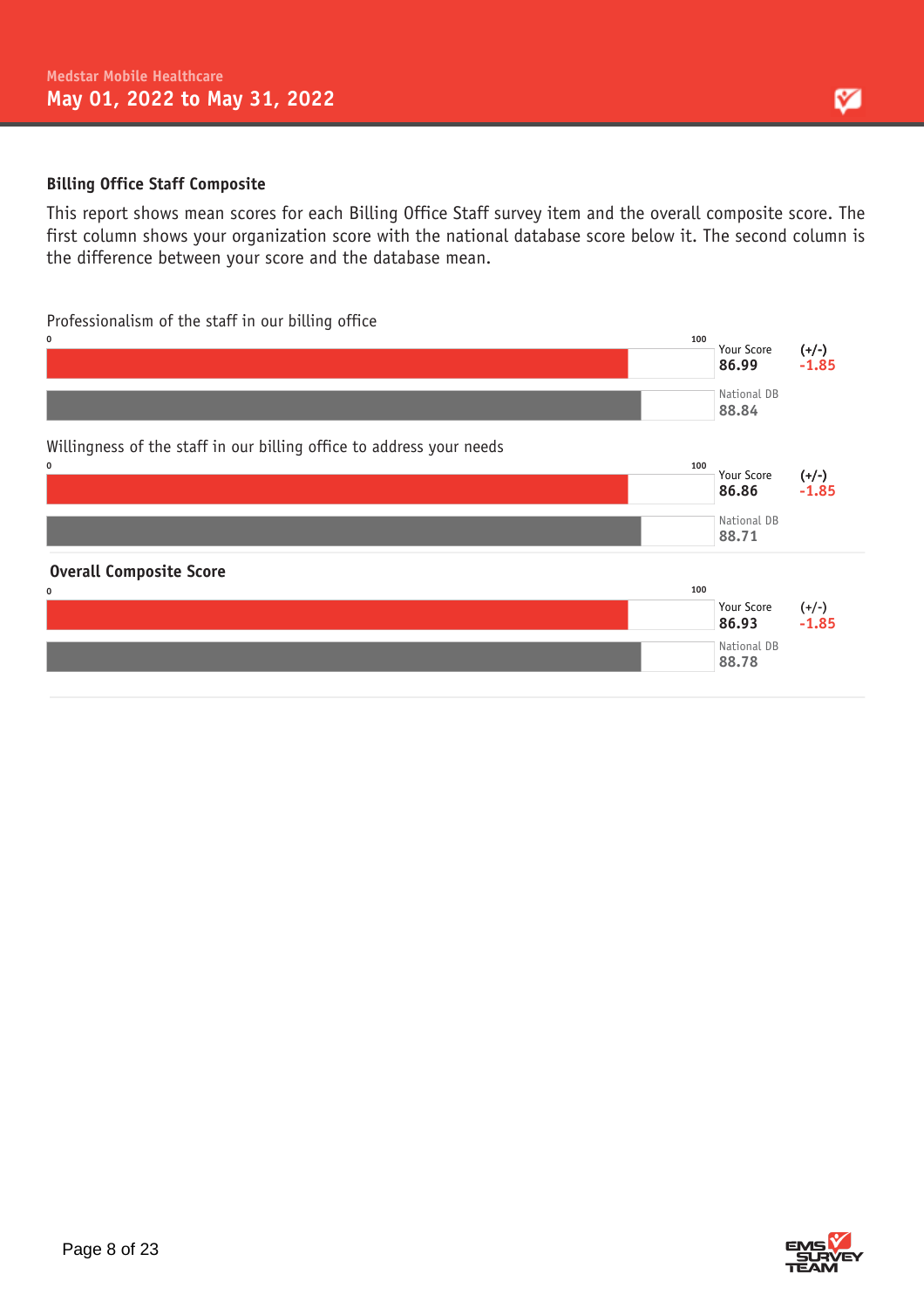### Billing Office Staff Composite

This report shows mean scores for each Billing Office Staff survey item and the overall composite score. The first column shows your organization score with the national database score below it. The second column is the difference between your score and the database mean.

| Item | Your Score | National DB | (+/-) |
|---|---|---|---|
| Professionalism of the staff in our billing office | 86.99 | 88.84 | -1.85 |
| Willingness of the staff in our billing office to address your needs | 86.86 | 88.71 | -1.85 |
| **Overall Composite Score** | 86.93 | 88.78 | -1.85 |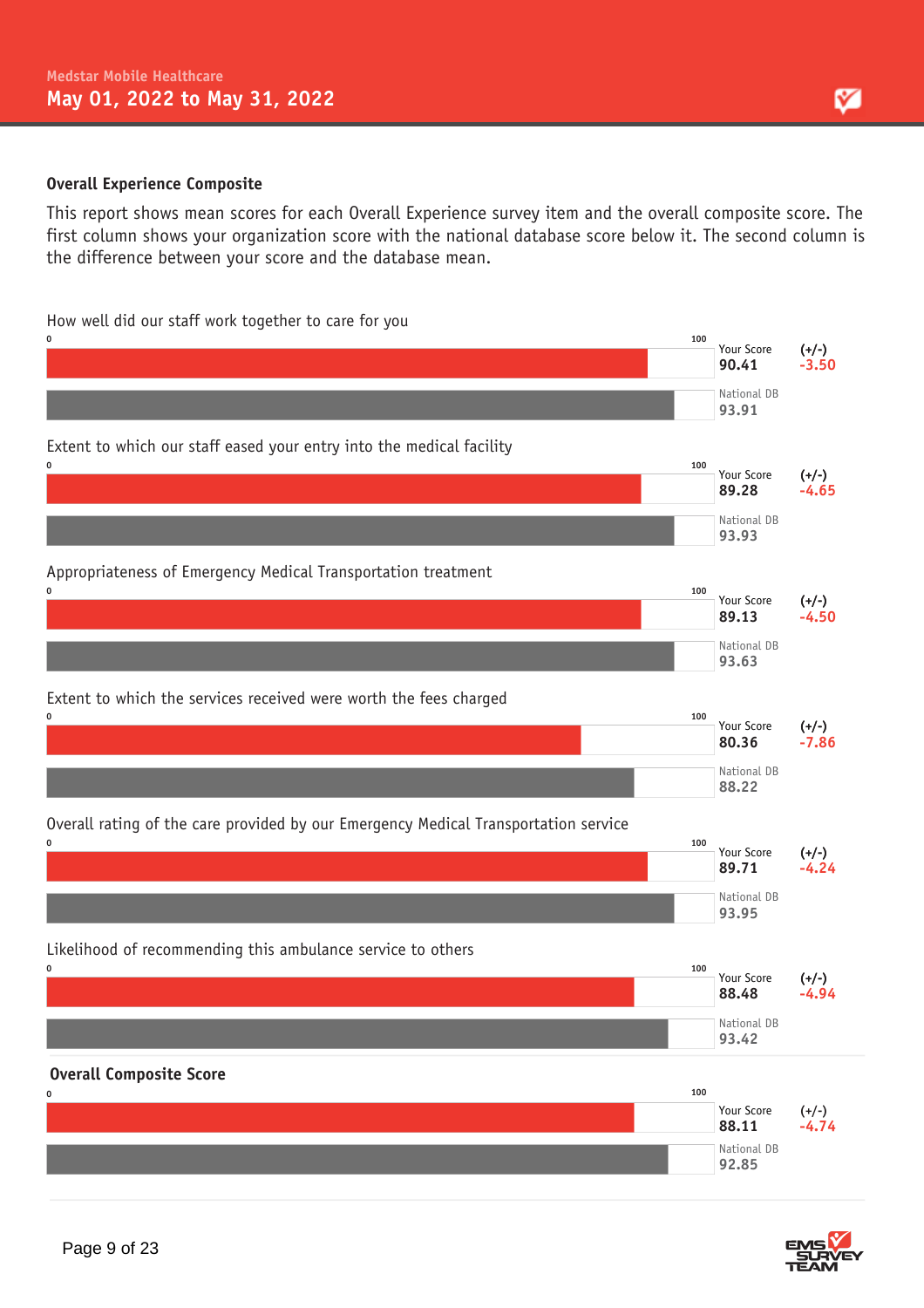## Overall Experience Composite

This report shows mean scores for each Overall Experience survey item and the overall composite score. The first column shows your organization score with the national database score below it. The second column is the difference between your score and the database mean.

| Item | Your Score | National DB | (+/-) |
|---|---|---|---|
| How well did our staff work together to care for you | 90.41 | 93.91 | -3.50 |
| Extent to which our staff eased your entry into the medical facility | 89.28 | 93.93 | -4.65 |
| Appropriateness of Emergency Medical Transportation treatment | 89.13 | 93.63 | -4.50 |
| Extent to which the services received were worth the fees charged | 80.36 | 88.22 | -7.86 |
| Overall rating of the care provided by our Emergency Medical Transportation service | 89.71 | 93.95 | -4.24 |
| Likelihood of recommending this ambulance service to others | 88.48 | 93.42 | -4.94 |
| **Overall Composite Score** | 88.11 | 92.85 | -4.74 |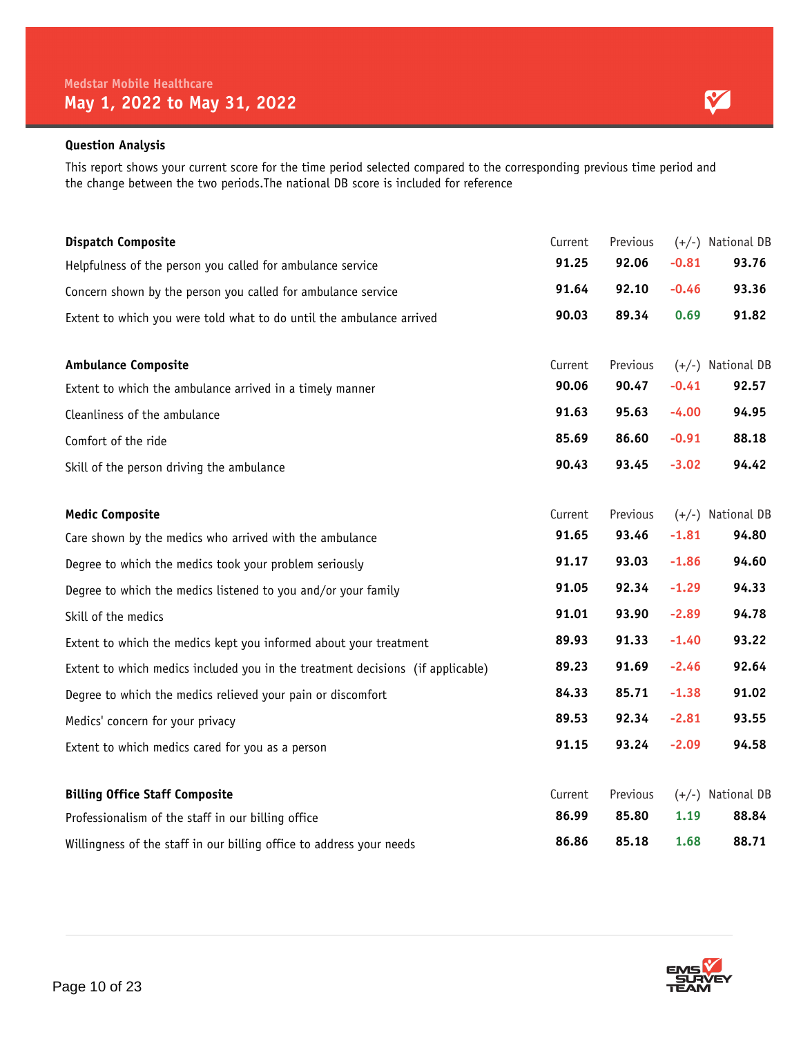Medstar Mobile Healthcare

## May 1, 2022 to May 31, 2022

### Question Analysis

This report shows your current score for the time period selected compared to the corresponding previous time period and the change between the two periods.The national DB score is included for reference

| Dispatch Composite | Current | Previous | (+/-) | National DB |
|---|---|---|---|---|
| Helpfulness of the person you called for ambulance service | **91.25** | **92.06** | -0.81 | **93.76** |
| Concern shown by the person you called for ambulance service | **91.64** | **92.10** | -0.46 | **93.36** |
| Extent to which you were told what to do until the ambulance arrived | **90.03** | **89.34** | 0.69 | **91.82** |

| Ambulance Composite | Current | Previous | (+/-) | National DB |
|---|---|---|---|---|
| Extent to which the ambulance arrived in a timely manner | **90.06** | **90.47** | -0.41 | **92.57** |
| Cleanliness of the ambulance | **91.63** | **95.63** | -4.00 | **94.95** |
| Comfort of the ride | **85.69** | **86.60** | -0.91 | **88.18** |
| Skill of the person driving the ambulance | **90.43** | **93.45** | -3.02 | **94.42** |

| Medic Composite | Current | Previous | (+/-) | National DB |
|---|---|---|---|---|
| Care shown by the medics who arrived with the ambulance | **91.65** | **93.46** | -1.81 | **94.80** |
| Degree to which the medics took your problem seriously | **91.17** | **93.03** | -1.86 | **94.60** |
| Degree to which the medics listened to you and/or your family | **91.05** | **92.34** | -1.29 | **94.33** |
| Skill of the medics | **91.01** | **93.90** | -2.89 | **94.78** |
| Extent to which the medics kept you informed about your treatment | **89.93** | **91.33** | -1.40 | **93.22** |
| Extent to which medics included you in the treatment decisions (if applicable) | **89.23** | **91.69** | -2.46 | **92.64** |
| Degree to which the medics relieved your pain or discomfort | **84.33** | **85.71** | -1.38 | **91.02** |
| Medics' concern for your privacy | **89.53** | **92.34** | -2.81 | **93.55** |
| Extent to which medics cared for you as a person | **91.15** | **93.24** | -2.09 | **94.58** |

| Billing Office Staff Composite | Current | Previous | (+/-) | National DB |
|---|---|---|---|---|
| Professionalism of the staff in our billing office | **86.99** | **85.80** | 1.19 | **88.84** |
| Willingness of the staff in our billing office to address your needs | **86.86** | **85.18** | 1.68 | **88.71** |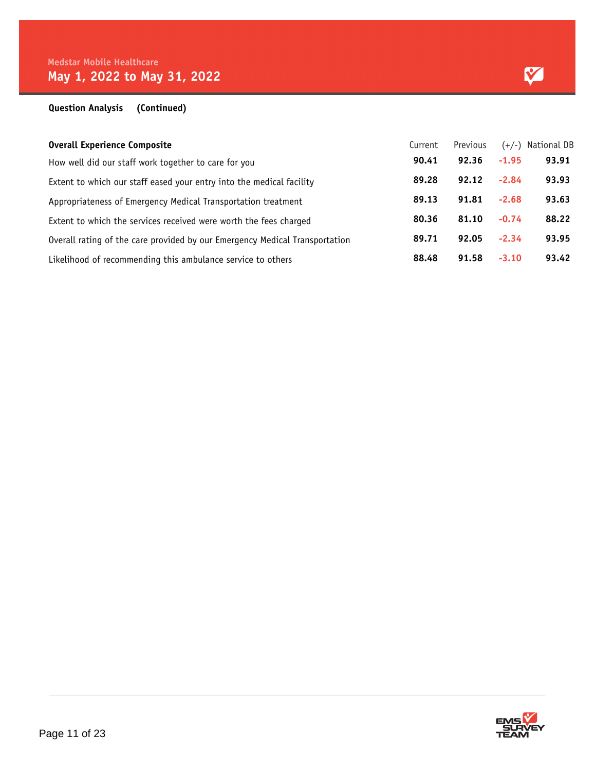Medstar Mobile Healthcare

## May 1, 2022 to May 31, 2022

**Question Analysis (Continued)**

| **Overall Experience Composite** | Current | Previous | (+/-) | National DB |
|---|---|---|---|---|
| How well did our staff work together to care for you | **90.41** | **92.36** | -1.95 | **93.91** |
| Extent to which our staff eased your entry into the medical facility | **89.28** | **92.12** | -2.84 | **93.93** |
| Appropriateness of Emergency Medical Transportation treatment | **89.13** | **91.81** | -2.68 | **93.63** |
| Extent to which the services received were worth the fees charged | **80.36** | **81.10** | -0.74 | **88.22** |
| Overall rating of the care provided by our Emergency Medical Transportation | **89.71** | **92.05** | -2.34 | **93.95** |
| Likelihood of recommending this ambulance service to others | **88.48** | **91.58** | -3.10 | **93.42** |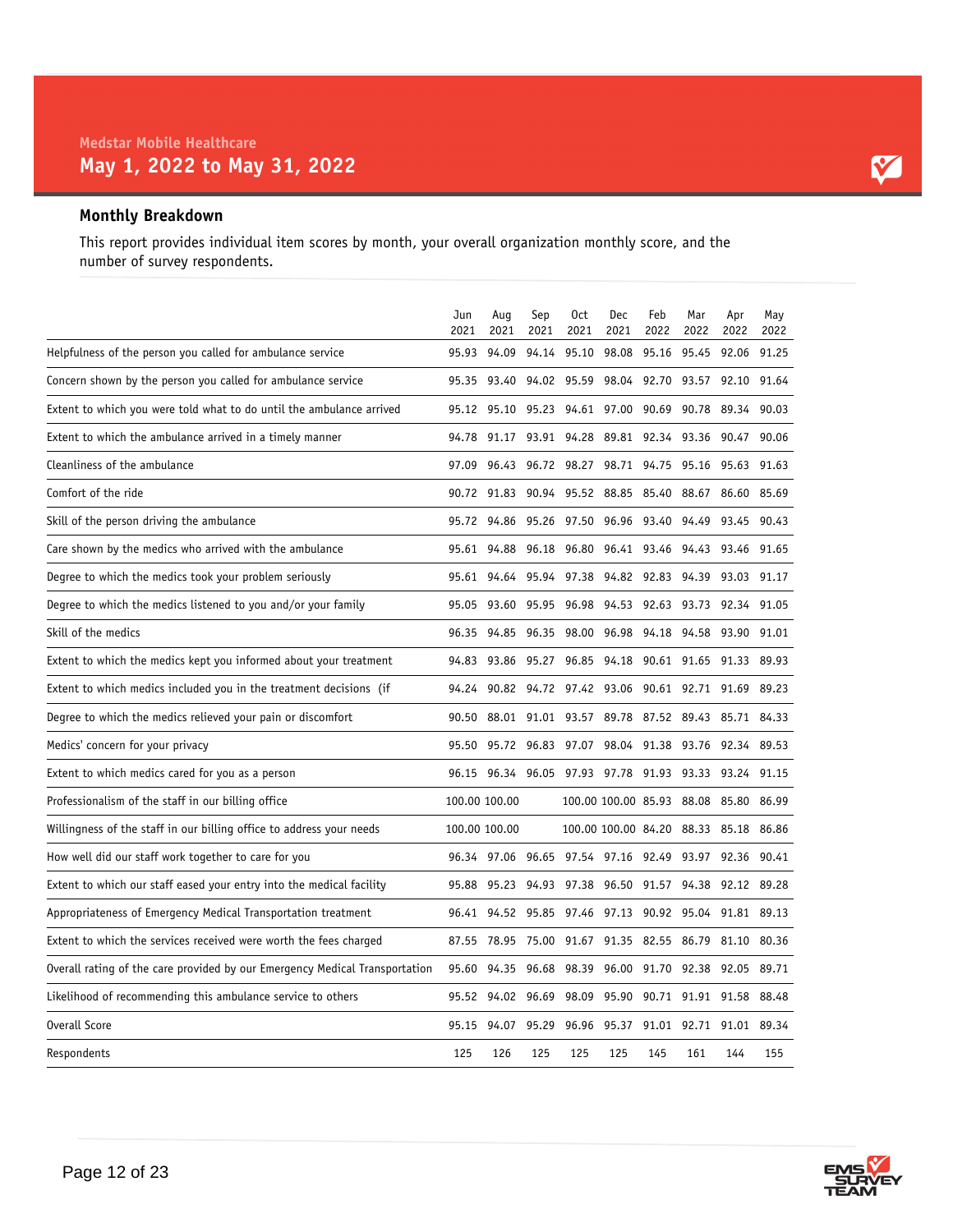Medstar Mobile Healthcare

# May 1, 2022 to May 31, 2022

## Monthly Breakdown

This report provides individual item scores by month, your overall organization monthly score, and the number of survey respondents.

| | Jun 2021 | Aug 2021 | Sep 2021 | Oct 2021 | Dec 2021 | Feb 2022 | Mar 2022 | Apr 2022 | May 2022 |
|---|---|---|---|---|---|---|---|---|---|
| Helpfulness of the person you called for ambulance service | 95.93 | 94.09 | 94.14 | 95.10 | 98.08 | 95.16 | 95.45 | 92.06 | 91.25 |
| Concern shown by the person you called for ambulance service | 95.35 | 93.40 | 94.02 | 95.59 | 98.04 | 92.70 | 93.57 | 92.10 | 91.64 |
| Extent to which you were told what to do until the ambulance arrived | 95.12 | 95.10 | 95.23 | 94.61 | 97.00 | 90.69 | 90.78 | 89.34 | 90.03 |
| Extent to which the ambulance arrived in a timely manner | 94.78 | 91.17 | 93.91 | 94.28 | 89.81 | 92.34 | 93.36 | 90.47 | 90.06 |
| Cleanliness of the ambulance | 97.09 | 96.43 | 96.72 | 98.27 | 98.71 | 94.75 | 95.16 | 95.63 | 91.63 |
| Comfort of the ride | 90.72 | 91.83 | 90.94 | 95.52 | 88.85 | 85.40 | 88.67 | 86.60 | 85.69 |
| Skill of the person driving the ambulance | 95.72 | 94.86 | 95.26 | 97.50 | 96.96 | 93.40 | 94.49 | 93.45 | 90.43 |
| Care shown by the medics who arrived with the ambulance | 95.61 | 94.88 | 96.18 | 96.80 | 96.41 | 93.46 | 94.43 | 93.46 | 91.65 |
| Degree to which the medics took your problem seriously | 95.61 | 94.64 | 95.94 | 97.38 | 94.82 | 92.83 | 94.39 | 93.03 | 91.17 |
| Degree to which the medics listened to you and/or your family | 95.05 | 93.60 | 95.95 | 96.98 | 94.53 | 92.63 | 93.73 | 92.34 | 91.05 |
| Skill of the medics | 96.35 | 94.85 | 96.35 | 98.00 | 96.98 | 94.18 | 94.58 | 93.90 | 91.01 |
| Extent to which the medics kept you informed about your treatment | 94.83 | 93.86 | 95.27 | 96.85 | 94.18 | 90.61 | 91.65 | 91.33 | 89.93 |
| Extent to which medics included you in the treatment decisions (if | 94.24 | 90.82 | 94.72 | 97.42 | 93.06 | 90.61 | 92.71 | 91.69 | 89.23 |
| Degree to which the medics relieved your pain or discomfort | 90.50 | 88.01 | 91.01 | 93.57 | 89.78 | 87.52 | 89.43 | 85.71 | 84.33 |
| Medics' concern for your privacy | 95.50 | 95.72 | 96.83 | 97.07 | 98.04 | 91.38 | 93.76 | 92.34 | 89.53 |
| Extent to which medics cared for you as a person | 96.15 | 96.34 | 96.05 | 97.93 | 97.78 | 91.93 | 93.33 | 93.24 | 91.15 |
| Professionalism of the staff in our billing office | 100.00 | 100.00 | | 100.00 | 100.00 | 85.93 | 88.08 | 85.80 | 86.99 |
| Willingness of the staff in our billing office to address your needs | 100.00 | 100.00 | | 100.00 | 100.00 | 84.20 | 88.33 | 85.18 | 86.86 |
| How well did our staff work together to care for you | 96.34 | 97.06 | 96.65 | 97.54 | 97.16 | 92.49 | 93.97 | 92.36 | 90.41 |
| Extent to which our staff eased your entry into the medical facility | 95.88 | 95.23 | 94.93 | 97.38 | 96.50 | 91.57 | 94.38 | 92.12 | 89.28 |
| Appropriateness of Emergency Medical Transportation treatment | 96.41 | 94.52 | 95.85 | 97.46 | 97.13 | 90.92 | 95.04 | 91.81 | 89.13 |
| Extent to which the services received were worth the fees charged | 87.55 | 78.95 | 75.00 | 91.67 | 91.35 | 82.55 | 86.79 | 81.10 | 80.36 |
| Overall rating of the care provided by our Emergency Medical Transportation | 95.60 | 94.35 | 96.68 | 98.39 | 96.00 | 91.70 | 92.38 | 92.05 | 89.71 |
| Likelihood of recommending this ambulance service to others | 95.52 | 94.02 | 96.69 | 98.09 | 95.90 | 90.71 | 91.91 | 91.58 | 88.48 |
| Overall Score | 95.15 | 94.07 | 95.29 | 96.96 | 95.37 | 91.01 | 92.71 | 91.01 | 89.34 |
| Respondents | 125 | 126 | 125 | 125 | 125 | 145 | 161 | 144 | 155 |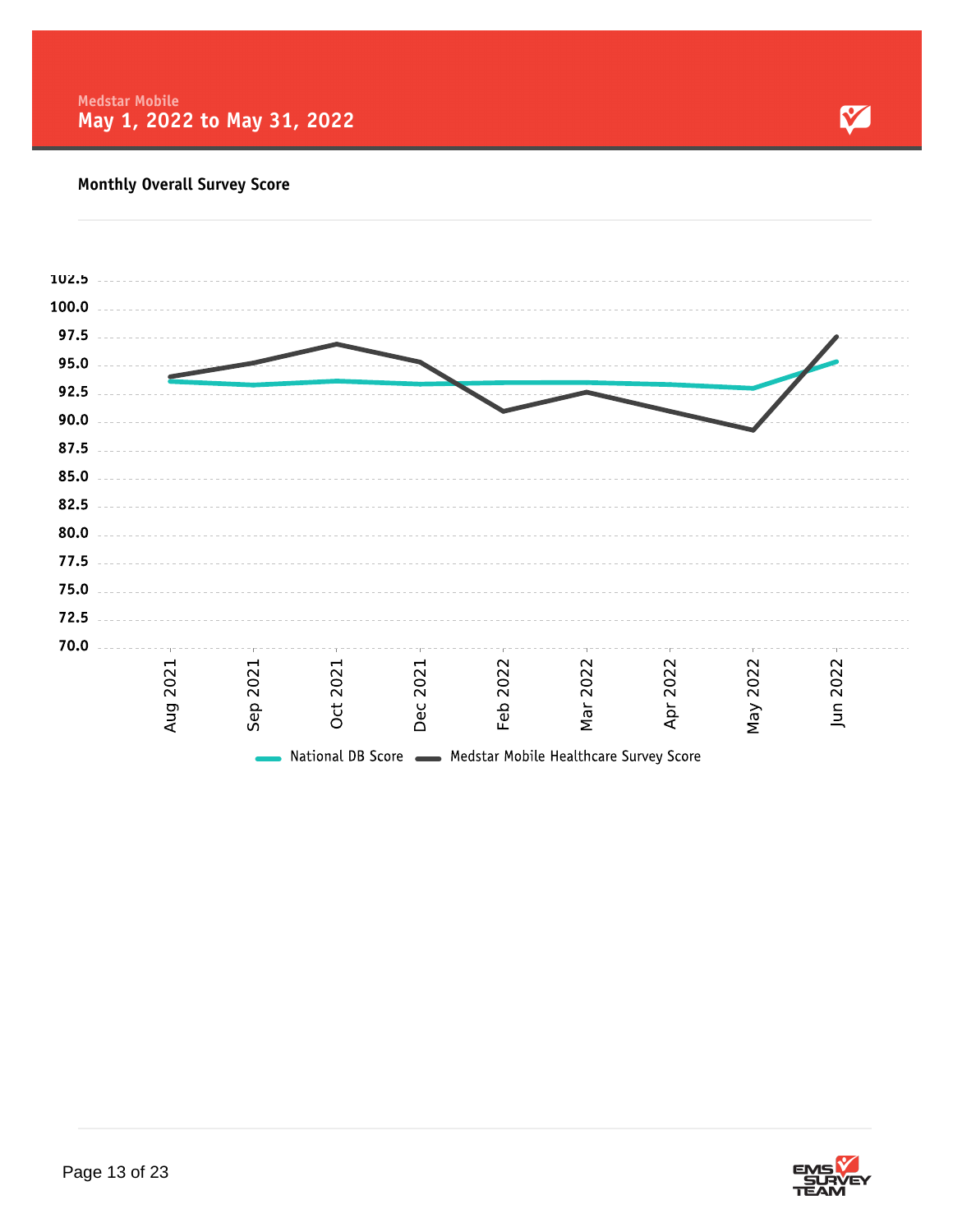Medstar Mobile

# May 1, 2022 to May 31, 2022

## Monthly Overall Survey Score

102.5
100.0
97.5
95.0
92.5
90.0
87.5
85.0
82.5
80.0
77.5
75.0
72.5
70.0

Aug 2021 | Sep 2021 | Oct 2021 | Dec 2021 | Feb 2022 | Mar 2022 | Apr 2022 | May 2022 | Jun 2022

National DB Score — Medstar Mobile Healthcare Survey Score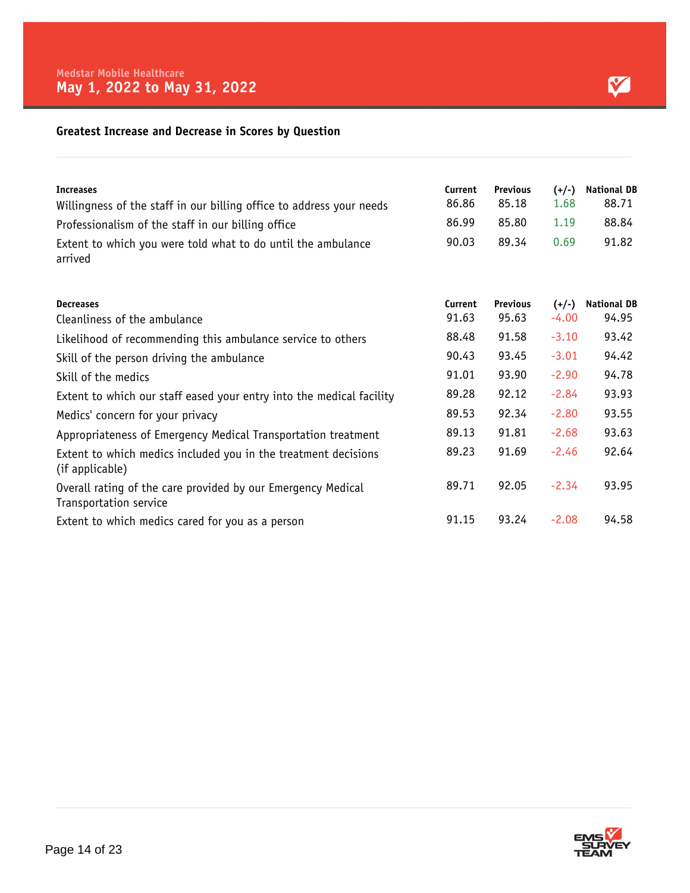Medstar Mobile Healthcare

## May 1, 2022 to May 31, 2022

### Greatest Increase and Decrease in Scores by Question

| Increases | Current | Previous | (+/-) | National DB |
|---|---|---|---|---|
| Willingness of the staff in our billing office to address your needs | 86.86 | 85.18 | 1.68 | 88.71 |
| Professionalism of the staff in our billing office | 86.99 | 85.80 | 1.19 | 88.84 |
| Extent to which you were told what to do until the ambulance arrived | 90.03 | 89.34 | 0.69 | 91.82 |

| Decreases | Current | Previous | (+/-) | National DB |
|---|---|---|---|---|
| Cleanliness of the ambulance | 91.63 | 95.63 | -4.00 | 94.95 |
| Likelihood of recommending this ambulance service to others | 88.48 | 91.58 | -3.10 | 93.42 |
| Skill of the person driving the ambulance | 90.43 | 93.45 | -3.01 | 94.42 |
| Skill of the medics | 91.01 | 93.90 | -2.90 | 94.78 |
| Extent to which our staff eased your entry into the medical facility | 89.28 | 92.12 | -2.84 | 93.93 |
| Medics' concern for your privacy | 89.53 | 92.34 | -2.80 | 93.55 |
| Appropriateness of Emergency Medical Transportation treatment | 89.13 | 91.81 | -2.68 | 93.63 |
| Extent to which medics included you in the treatment decisions (if applicable) | 89.23 | 91.69 | -2.46 | 92.64 |
| Overall rating of the care provided by our Emergency Medical Transportation service | 89.71 | 92.05 | -2.34 | 93.95 |
| Extent to which medics cared for you as a person | 91.15 | 93.24 | -2.08 | 94.58 |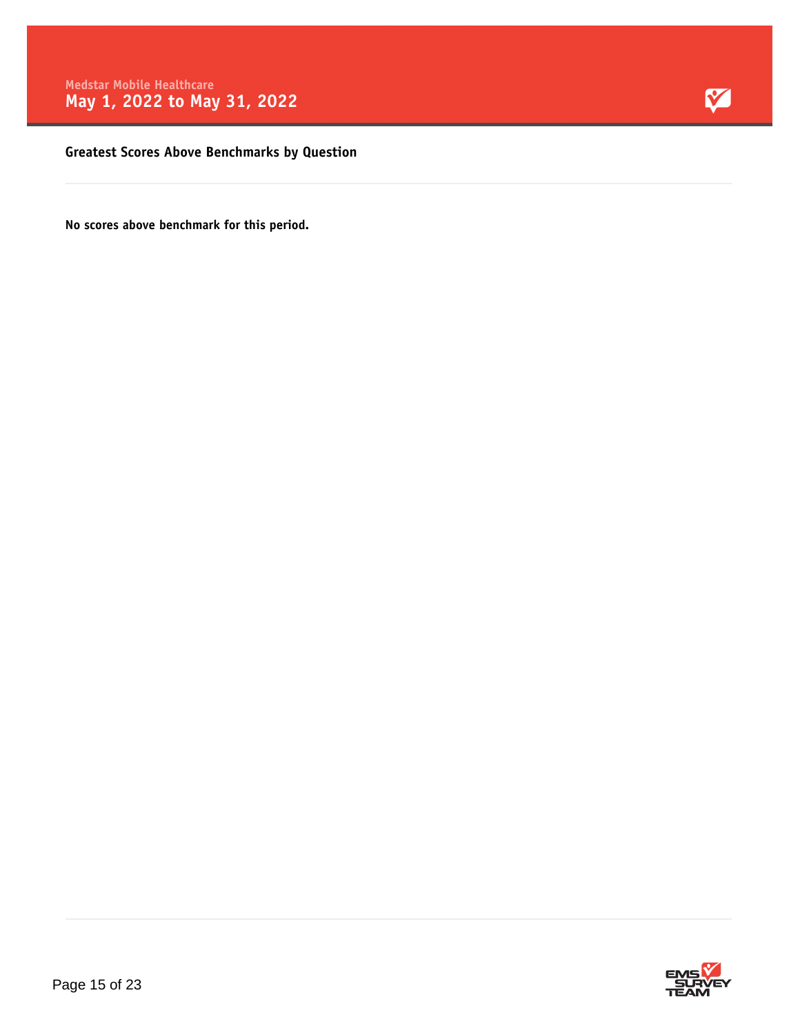## Greatest Scores Above Benchmarks by Question

**No scores above benchmark for this period.**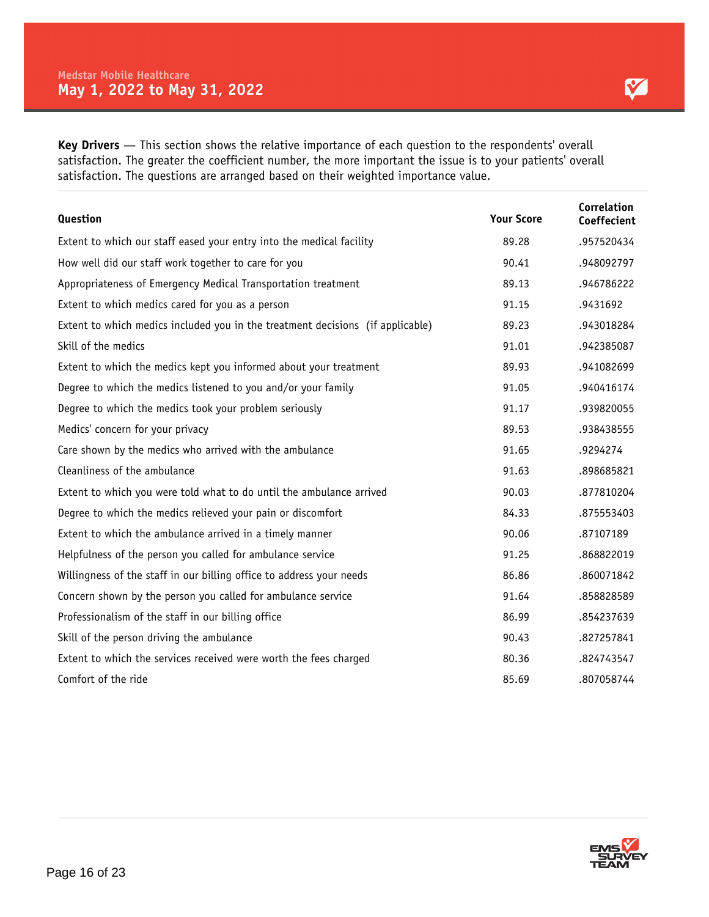Medstar Mobile Healthcare

# May 1, 2022 to May 31, 2022

**Key Drivers** — This section shows the relative importance of each question to the respondents' overall satisfaction. The greater the coefficient number, the more important the issue is to your patients' overall satisfaction. The questions are arranged based on their weighted importance value.

| Question | Your Score | Correlation Coeffecient |
|---|---|---|
| Extent to which our staff eased your entry into the medical facility | 89.28 | .957520434 |
| How well did our staff work together to care for you | 90.41 | .948092797 |
| Appropriateness of Emergency Medical Transportation treatment | 89.13 | .946786222 |
| Extent to which medics cared for you as a person | 91.15 | .9431692 |
| Extent to which medics included you in the treatment decisions (if applicable) | 89.23 | .943018284 |
| Skill of the medics | 91.01 | .942385087 |
| Extent to which the medics kept you informed about your treatment | 89.93 | .941082699 |
| Degree to which the medics listened to you and/or your family | 91.05 | .940416174 |
| Degree to which the medics took your problem seriously | 91.17 | .939820055 |
| Medics' concern for your privacy | 89.53 | .938438555 |
| Care shown by the medics who arrived with the ambulance | 91.65 | .9294274 |
| Cleanliness of the ambulance | 91.63 | .898685821 |
| Extent to which you were told what to do until the ambulance arrived | 90.03 | .877810204 |
| Degree to which the medics relieved your pain or discomfort | 84.33 | .875553403 |
| Extent to which the ambulance arrived in a timely manner | 90.06 | .87107189 |
| Helpfulness of the person you called for ambulance service | 91.25 | .868822019 |
| Willingness of the staff in our billing office to address your needs | 86.86 | .860071842 |
| Concern shown by the person you called for ambulance service | 91.64 | .858828589 |
| Professionalism of the staff in our billing office | 86.99 | .854237639 |
| Skill of the person driving the ambulance | 90.43 | .827257841 |
| Extent to which the services received were worth the fees charged | 80.36 | .824743547 |
| Comfort of the ride | 85.69 | .807058744 |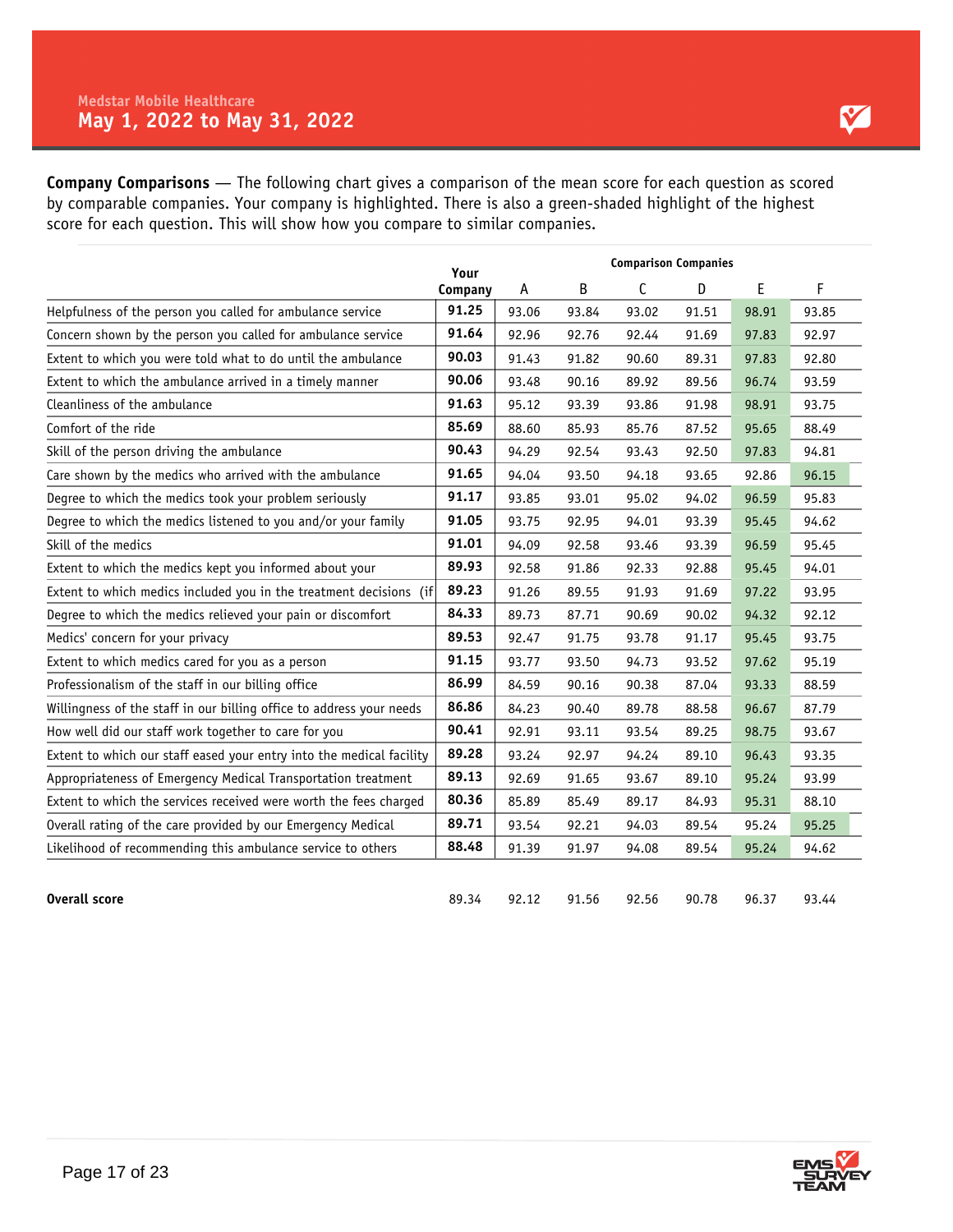Medstar Mobile Healthcare

# May 1, 2022 to May 31, 2022

**Company Comparisons** — The following chart gives a comparison of the mean score for each question as scored by comparable companies. Your company is highlighted. There is also a green-shaded highlight of the highest score for each question. This will show how you compare to similar companies.

| | Your Company | Comparison Companies A | B | C | D | E | F |
|---|---|---|---|---|---|---|---|
| Helpfulness of the person you called for ambulance service | **91.25** | 93.06 | 93.84 | 93.02 | 91.51 | 98.91 | 93.85 |
| Concern shown by the person you called for ambulance service | **91.64** | 92.96 | 92.76 | 92.44 | 91.69 | 97.83 | 92.97 |
| Extent to which you were told what to do until the ambulance | **90.03** | 91.43 | 91.82 | 90.60 | 89.31 | 97.83 | 92.80 |
| Extent to which the ambulance arrived in a timely manner | **90.06** | 93.48 | 90.16 | 89.92 | 89.56 | 96.74 | 93.59 |
| Cleanliness of the ambulance | **91.63** | 95.12 | 93.39 | 93.86 | 91.98 | 98.91 | 93.75 |
| Comfort of the ride | **85.69** | 88.60 | 85.93 | 85.76 | 87.52 | 95.65 | 88.49 |
| Skill of the person driving the ambulance | **90.43** | 94.29 | 92.54 | 93.43 | 92.50 | 97.83 | 94.81 |
| Care shown by the medics who arrived with the ambulance | **91.65** | 94.04 | 93.50 | 94.18 | 93.65 | 92.86 | 96.15 |
| Degree to which the medics took your problem seriously | **91.17** | 93.85 | 93.01 | 95.02 | 94.02 | 96.59 | 95.83 |
| Degree to which the medics listened to you and/or your family | **91.05** | 93.75 | 92.95 | 94.01 | 93.39 | 95.45 | 94.62 |
| Skill of the medics | **91.01** | 94.09 | 92.58 | 93.46 | 93.39 | 96.59 | 95.45 |
| Extent to which the medics kept you informed about your | **89.93** | 92.58 | 91.86 | 92.33 | 92.88 | 95.45 | 94.01 |
| Extent to which medics included you in the treatment decisions (if | **89.23** | 91.26 | 89.55 | 91.93 | 91.69 | 97.22 | 93.95 |
| Degree to which the medics relieved your pain or discomfort | **84.33** | 89.73 | 87.71 | 90.69 | 90.02 | 94.32 | 92.12 |
| Medics' concern for your privacy | **89.53** | 92.47 | 91.75 | 93.78 | 91.17 | 95.45 | 93.75 |
| Extent to which medics cared for you as a person | **91.15** | 93.77 | 93.50 | 94.73 | 93.52 | 97.62 | 95.19 |
| Professionalism of the staff in our billing office | **86.99** | 84.59 | 90.16 | 90.38 | 87.04 | 93.33 | 88.59 |
| Willingness of the staff in our billing office to address your needs | **86.86** | 84.23 | 90.40 | 89.78 | 88.58 | 96.67 | 87.79 |
| How well did our staff work together to care for you | **90.41** | 92.91 | 93.11 | 93.54 | 89.25 | 98.75 | 93.67 |
| Extent to which our staff eased your entry into the medical facility | **89.28** | 93.24 | 92.97 | 94.24 | 89.10 | 96.43 | 93.35 |
| Appropriateness of Emergency Medical Transportation treatment | **89.13** | 92.69 | 91.65 | 93.67 | 89.10 | 95.24 | 93.99 |
| Extent to which the services received were worth the fees charged | **80.36** | 85.89 | 85.49 | 89.17 | 84.93 | 95.31 | 88.10 |
| Overall rating of the care provided by our Emergency Medical | **89.71** | 93.54 | 92.21 | 94.03 | 89.54 | 95.24 | 95.25 |
| Likelihood of recommending this ambulance service to others | **88.48** | 91.39 | 91.97 | 94.08 | 89.54 | 95.24 | 94.62 |
| **Overall score** | 89.34 | 92.12 | 91.56 | 92.56 | 90.78 | 96.37 | 93.44 |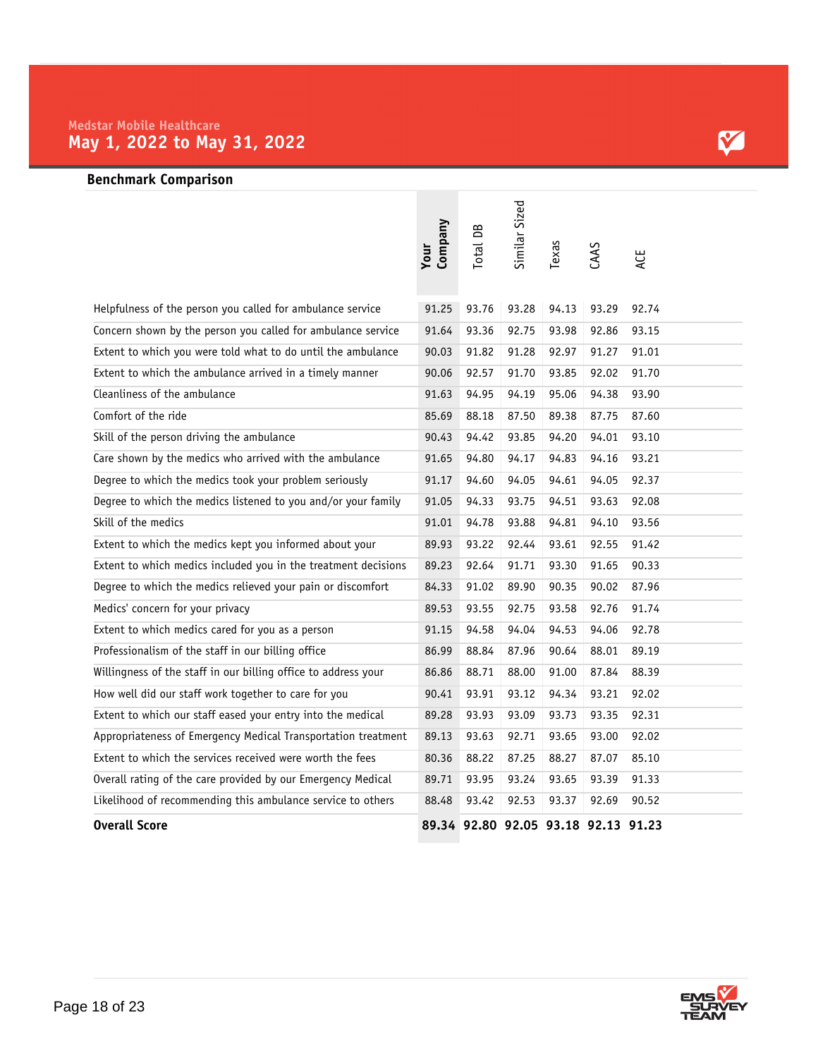Medstar Mobile Healthcare

# May 1, 2022 to May 31, 2022

## Benchmark Comparison

| | Your Company | Total DB | Similar Sized | Texas | CAAS | ACE |
|---|---|---|---|---|---|---|
| Helpfulness of the person you called for ambulance service | 91.25 | 93.76 | 93.28 | 94.13 | 93.29 | 92.74 |
| Concern shown by the person you called for ambulance service | 91.64 | 93.36 | 92.75 | 93.98 | 92.86 | 93.15 |
| Extent to which you were told what to do until the ambulance | 90.03 | 91.82 | 91.28 | 92.97 | 91.27 | 91.01 |
| Extent to which the ambulance arrived in a timely manner | 90.06 | 92.57 | 91.70 | 93.85 | 92.02 | 91.70 |
| Cleanliness of the ambulance | 91.63 | 94.95 | 94.19 | 95.06 | 94.38 | 93.90 |
| Comfort of the ride | 85.69 | 88.18 | 87.50 | 89.38 | 87.75 | 87.60 |
| Skill of the person driving the ambulance | 90.43 | 94.42 | 93.85 | 94.20 | 94.01 | 93.10 |
| Care shown by the medics who arrived with the ambulance | 91.65 | 94.80 | 94.17 | 94.83 | 94.16 | 93.21 |
| Degree to which the medics took your problem seriously | 91.17 | 94.60 | 94.05 | 94.61 | 94.05 | 92.37 |
| Degree to which the medics listened to you and/or your family | 91.05 | 94.33 | 93.75 | 94.51 | 93.63 | 92.08 |
| Skill of the medics | 91.01 | 94.78 | 93.88 | 94.81 | 94.10 | 93.56 |
| Extent to which the medics kept you informed about your | 89.93 | 93.22 | 92.44 | 93.61 | 92.55 | 91.42 |
| Extent to which medics included you in the treatment decisions | 89.23 | 92.64 | 91.71 | 93.30 | 91.65 | 90.33 |
| Degree to which the medics relieved your pain or discomfort | 84.33 | 91.02 | 89.90 | 90.35 | 90.02 | 87.96 |
| Medics' concern for your privacy | 89.53 | 93.55 | 92.75 | 93.58 | 92.76 | 91.74 |
| Extent to which medics cared for you as a person | 91.15 | 94.58 | 94.04 | 94.53 | 94.06 | 92.78 |
| Professionalism of the staff in our billing office | 86.99 | 88.84 | 87.96 | 90.64 | 88.01 | 89.19 |
| Willingness of the staff in our billing office to address your | 86.86 | 88.71 | 88.00 | 91.00 | 87.84 | 88.39 |
| How well did our staff work together to care for you | 90.41 | 93.91 | 93.12 | 94.34 | 93.21 | 92.02 |
| Extent to which our staff eased your entry into the medical | 89.28 | 93.93 | 93.09 | 93.73 | 93.35 | 92.31 |
| Appropriateness of Emergency Medical Transportation treatment | 89.13 | 93.63 | 92.71 | 93.65 | 93.00 | 92.02 |
| Extent to which the services received were worth the fees | 80.36 | 88.22 | 87.25 | 88.27 | 87.07 | 85.10 |
| Overall rating of the care provided by our Emergency Medical | 89.71 | 93.95 | 93.24 | 93.65 | 93.39 | 91.33 |
| Likelihood of recommending this ambulance service to others | 88.48 | 93.42 | 92.53 | 93.37 | 92.69 | 90.52 |
| **Overall Score** | **89.34** | **92.80** | **92.05** | **93.18** | **92.13** | **91.23** |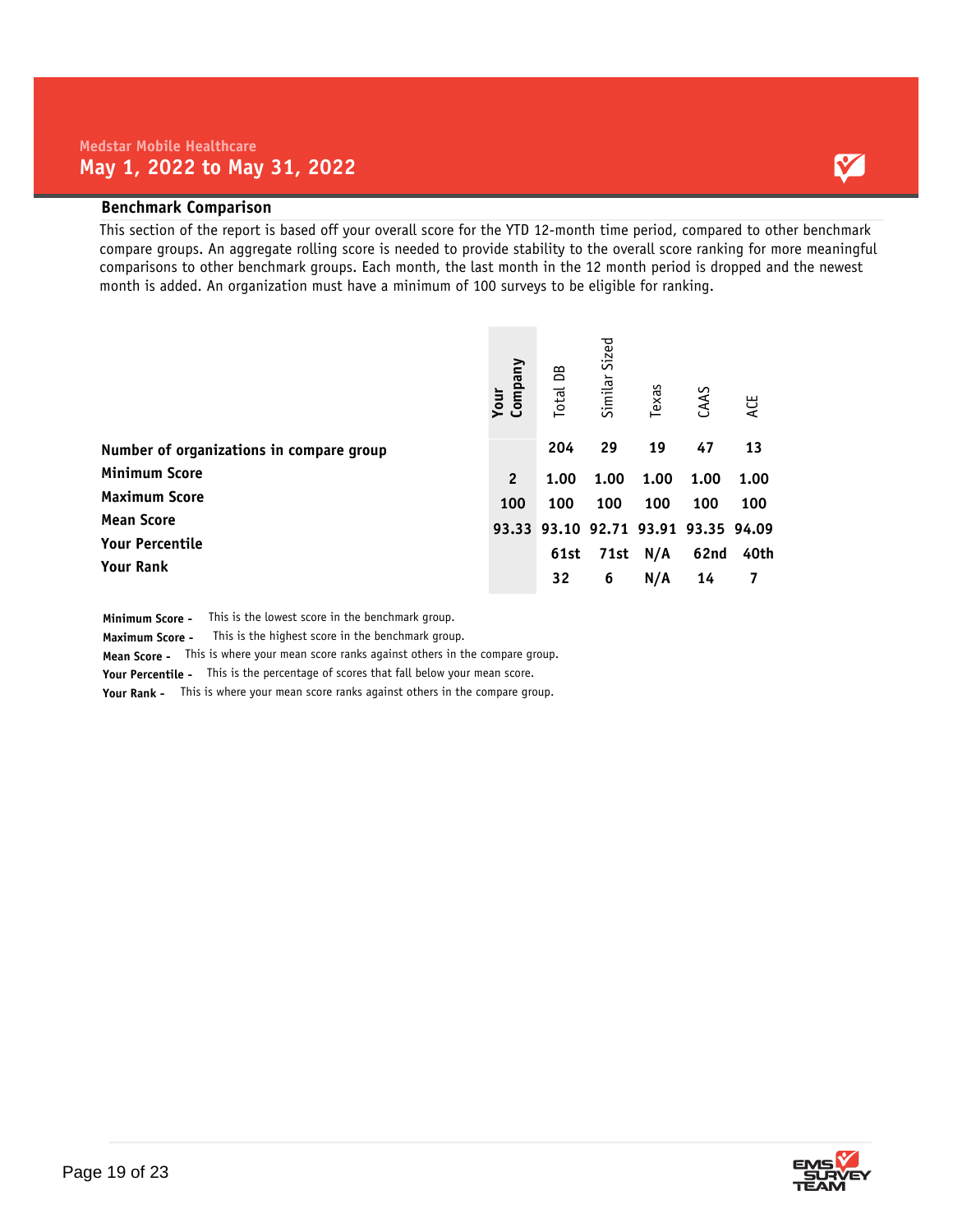Medstar Mobile Healthcare

## May 1, 2022 to May 31, 2022

### Benchmark Comparison

This section of the report is based off your overall score for the YTD 12-month time period, compared to other benchmark compare groups. An aggregate rolling score is needed to provide stability to the overall score ranking for more meaningful comparisons to other benchmark groups. Each month, the last month in the 12 month period is dropped and the newest month is added. An organization must have a minimum of 100 surveys to be eligible for ranking.

| | Your Company | Total DB | Similar Sized | Texas | CAAS | ACE |
|---|---|---|---|---|---|---|
| **Number of organizations in compare group** | | 204 | 29 | 19 | 47 | 13 |
| **Minimum Score** | 2 | 1.00 | 1.00 | 1.00 | 1.00 | 1.00 |
| **Maximum Score** | 100 | 100 | 100 | 100 | 100 | 100 |
| **Mean Score** | 93.33 | 93.10 | 92.71 | 93.91 | 93.35 | 94.09 |
| **Your Percentile** | | 61st | 71st | N/A | 62nd | 40th |
| **Your Rank** | | 32 | 6 | N/A | 14 | 7 |

**Minimum Score -** This is the lowest score in the benchmark group.
**Maximum Score -** This is the highest score in the benchmark group.
**Mean Score -** This is where your mean score ranks against others in the compare group.
**Your Percentile -** This is the percentage of scores that fall below your mean score.
**Your Rank -** This is where your mean score ranks against others in the compare group.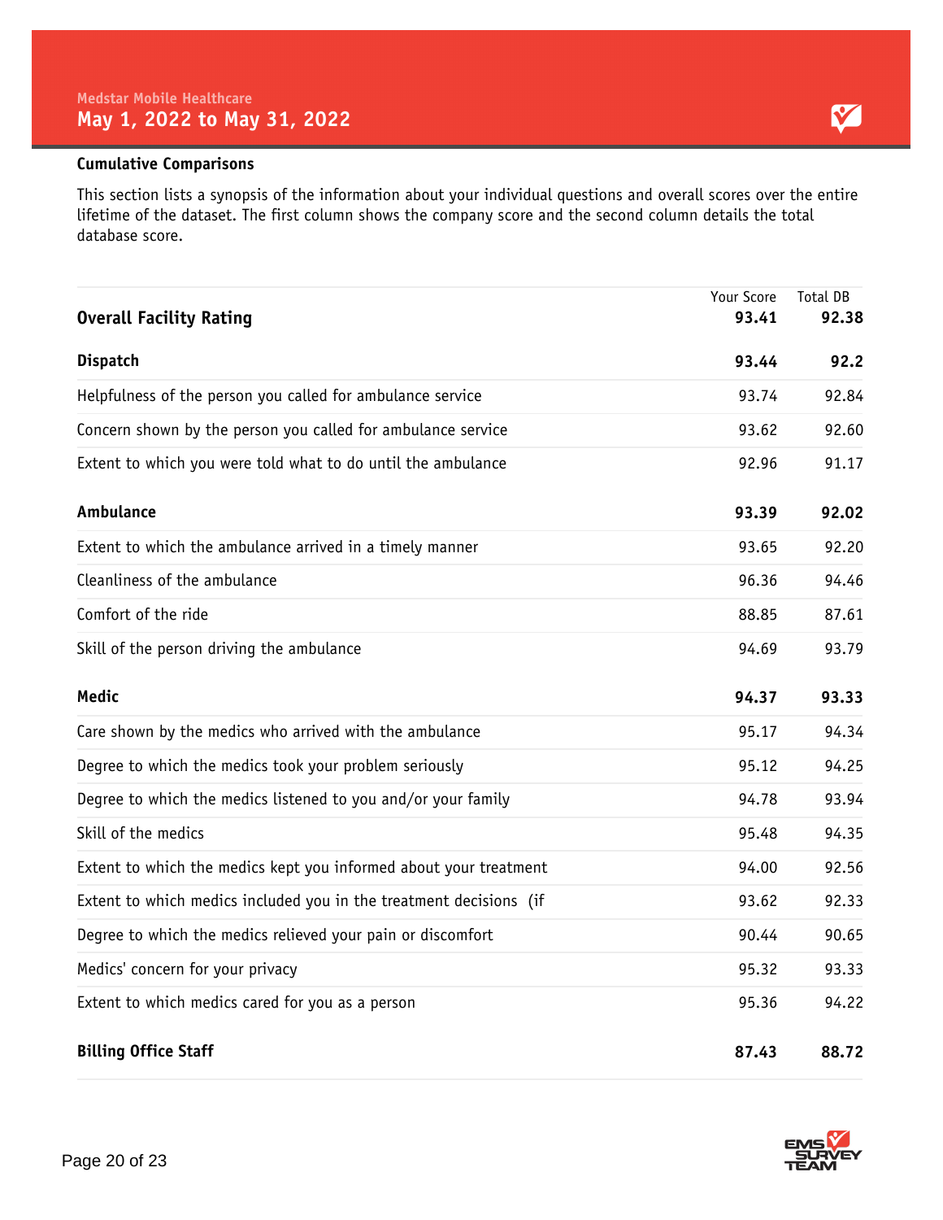Medstar Mobile Healthcare

# May 1, 2022 to May 31, 2022

## Cumulative Comparisons

This section lists a synopsis of the information about your individual questions and overall scores over the entire lifetime of the dataset. The first column shows the company score and the second column details the total database score.

| | Your Score | Total DB |
|---|---|---|
| **Overall Facility Rating** | **93.41** | **92.38** |
| **Dispatch** | **93.44** | **92.2** |
| Helpfulness of the person you called for ambulance service | 93.74 | 92.84 |
| Concern shown by the person you called for ambulance service | 93.62 | 92.60 |
| Extent to which you were told what to do until the ambulance | 92.96 | 91.17 |
| **Ambulance** | **93.39** | **92.02** |
| Extent to which the ambulance arrived in a timely manner | 93.65 | 92.20 |
| Cleanliness of the ambulance | 96.36 | 94.46 |
| Comfort of the ride | 88.85 | 87.61 |
| Skill of the person driving the ambulance | 94.69 | 93.79 |
| **Medic** | **94.37** | **93.33** |
| Care shown by the medics who arrived with the ambulance | 95.17 | 94.34 |
| Degree to which the medics took your problem seriously | 95.12 | 94.25 |
| Degree to which the medics listened to you and/or your family | 94.78 | 93.94 |
| Skill of the medics | 95.48 | 94.35 |
| Extent to which the medics kept you informed about your treatment | 94.00 | 92.56 |
| Extent to which medics included you in the treatment decisions (if | 93.62 | 92.33 |
| Degree to which the medics relieved your pain or discomfort | 90.44 | 90.65 |
| Medics' concern for your privacy | 95.32 | 93.33 |
| Extent to which medics cared for you as a person | 95.36 | 94.22 |
| **Billing Office Staff** | **87.43** | **88.72** |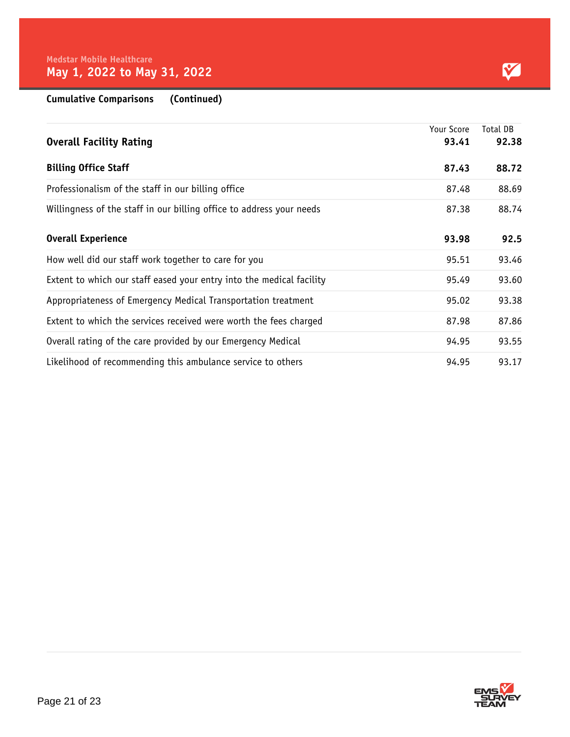Medstar Mobile Healthcare

## May 1, 2022 to May 31, 2022

**Cumulative Comparisons (Continued)**

| | Your Score | Total DB |
|---|---|---|
| **Overall Facility Rating** | **93.41** | **92.38** |
| **Billing Office Staff** | **87.43** | **88.72** |
| Professionalism of the staff in our billing office | 87.48 | 88.69 |
| Willingness of the staff in our billing office to address your needs | 87.38 | 88.74 |
| **Overall Experience** | **93.98** | **92.5** |
| How well did our staff work together to care for you | 95.51 | 93.46 |
| Extent to which our staff eased your entry into the medical facility | 95.49 | 93.60 |
| Appropriateness of Emergency Medical Transportation treatment | 95.02 | 93.38 |
| Extent to which the services received were worth the fees charged | 87.98 | 87.86 |
| Overall rating of the care provided by our Emergency Medical | 94.95 | 93.55 |
| Likelihood of recommending this ambulance service to others | 94.95 | 93.17 |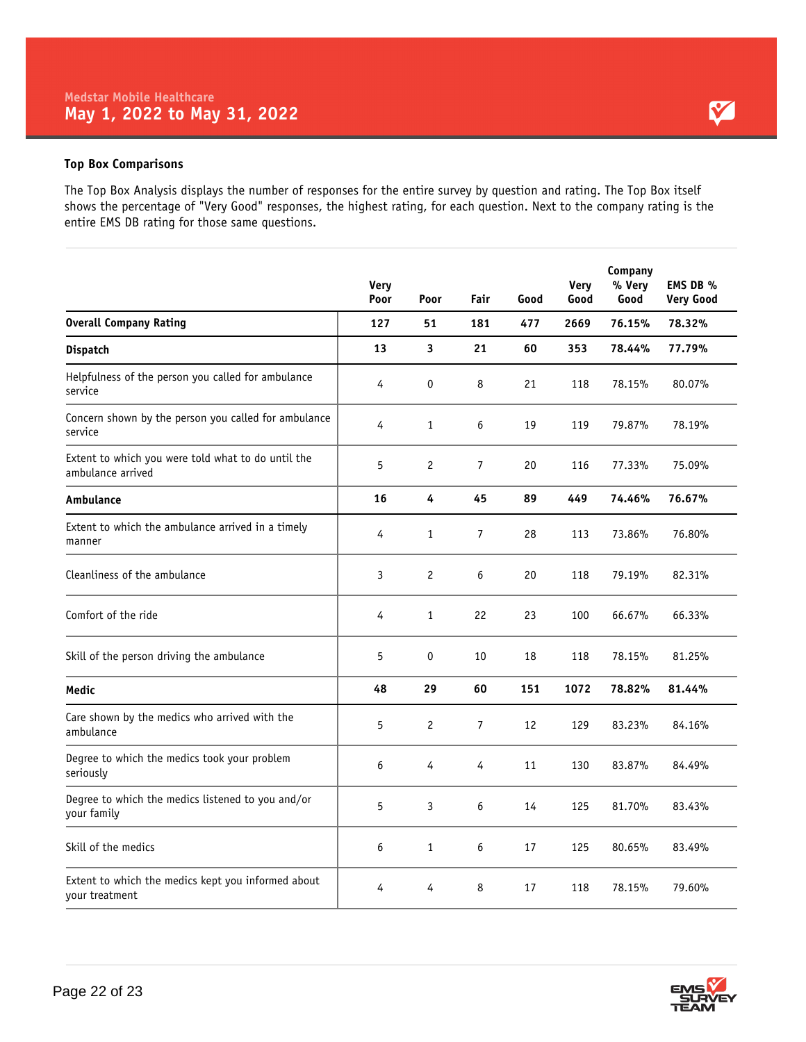Medstar Mobile Healthcare

# May 1, 2022 to May 31, 2022

### Top Box Comparisons

The Top Box Analysis displays the number of responses for the entire survey by question and rating. The Top Box itself shows the percentage of "Very Good" responses, the highest rating, for each question. Next to the company rating is the entire EMS DB rating for those same questions.

| | Very Poor | Poor | Fair | Good | Very Good | Company % Very Good | EMS DB % Very Good |
|---|---|---|---|---|---|---|---|
| **Overall Company Rating** | **127** | **51** | **181** | **477** | **2669** | **76.15%** | **78.32%** |
| **Dispatch** | **13** | **3** | **21** | **60** | **353** | **78.44%** | **77.79%** |
| Helpfulness of the person you called for ambulance service | 4 | 0 | 8 | 21 | 118 | 78.15% | 80.07% |
| Concern shown by the person you called for ambulance service | 4 | 1 | 6 | 19 | 119 | 79.87% | 78.19% |
| Extent to which you were told what to do until the ambulance arrived | 5 | 2 | 7 | 20 | 116 | 77.33% | 75.09% |
| **Ambulance** | **16** | **4** | **45** | **89** | **449** | **74.46%** | **76.67%** |
| Extent to which the ambulance arrived in a timely manner | 4 | 1 | 7 | 28 | 113 | 73.86% | 76.80% |
| Cleanliness of the ambulance | 3 | 2 | 6 | 20 | 118 | 79.19% | 82.31% |
| Comfort of the ride | 4 | 1 | 22 | 23 | 100 | 66.67% | 66.33% |
| Skill of the person driving the ambulance | 5 | 0 | 10 | 18 | 118 | 78.15% | 81.25% |
| **Medic** | **48** | **29** | **60** | **151** | **1072** | **78.82%** | **81.44%** |
| Care shown by the medics who arrived with the ambulance | 5 | 2 | 7 | 12 | 129 | 83.23% | 84.16% |
| Degree to which the medics took your problem seriously | 6 | 4 | 4 | 11 | 130 | 83.87% | 84.49% |
| Degree to which the medics listened to you and/or your family | 5 | 3 | 6 | 14 | 125 | 81.70% | 83.43% |
| Skill of the medics | 6 | 1 | 6 | 17 | 125 | 80.65% | 83.49% |
| Extent to which the medics kept you informed about your treatment | 4 | 4 | 8 | 17 | 118 | 78.15% | 79.60% |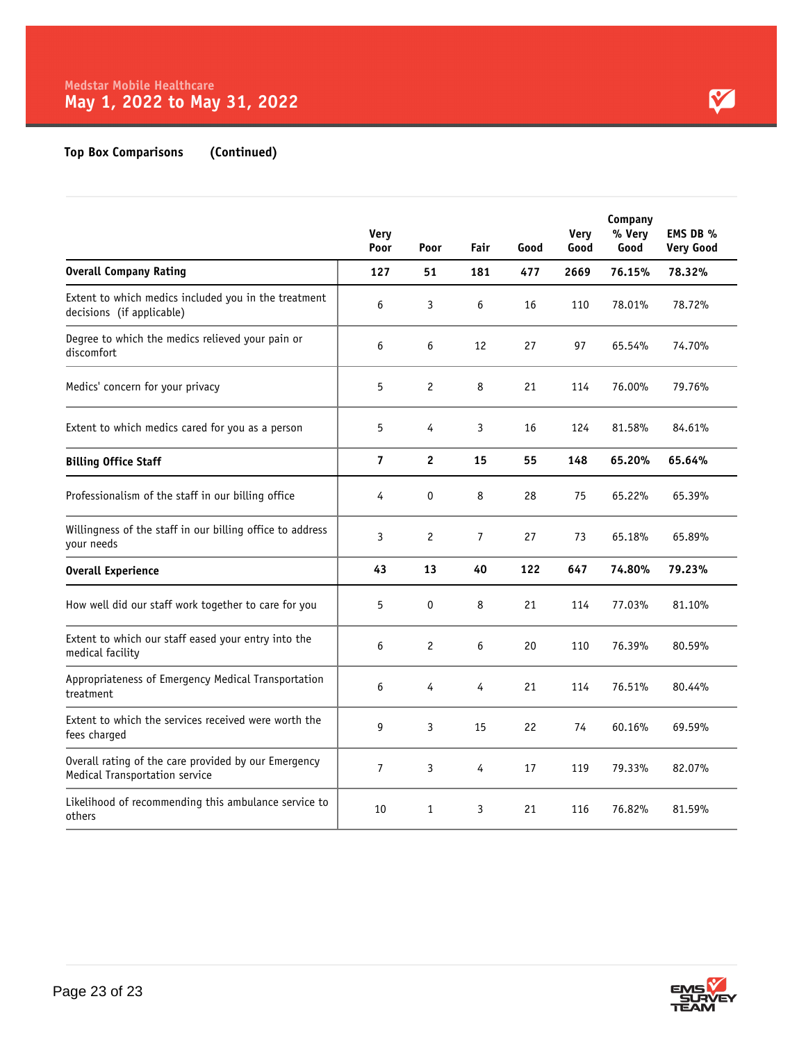Medstar Mobile Healthcare

**May 1, 2022 to May 31, 2022**

**Top Box Comparisons (Continued)**

| | Very Poor | Poor | Fair | Good | Very Good | Company % Very Good | EMS DB % Very Good |
|---|---|---|---|---|---|---|---|
| **Overall Company Rating** | **127** | **51** | **181** | **477** | **2669** | **76.15%** | **78.32%** |
| Extent to which medics included you in the treatment decisions (if applicable) | 6 | 3 | 6 | 16 | 110 | 78.01% | 78.72% |
| Degree to which the medics relieved your pain or discomfort | 6 | 6 | 12 | 27 | 97 | 65.54% | 74.70% |
| Medics' concern for your privacy | 5 | 2 | 8 | 21 | 114 | 76.00% | 79.76% |
| Extent to which medics cared for you as a person | 5 | 4 | 3 | 16 | 124 | 81.58% | 84.61% |
| **Billing Office Staff** | **7** | **2** | **15** | **55** | **148** | **65.20%** | **65.64%** |
| Professionalism of the staff in our billing office | 4 | 0 | 8 | 28 | 75 | 65.22% | 65.39% |
| Willingness of the staff in our billing office to address your needs | 3 | 2 | 7 | 27 | 73 | 65.18% | 65.89% |
| **Overall Experience** | **43** | **13** | **40** | **122** | **647** | **74.80%** | **79.23%** |
| How well did our staff work together to care for you | 5 | 0 | 8 | 21 | 114 | 77.03% | 81.10% |
| Extent to which our staff eased your entry into the medical facility | 6 | 2 | 6 | 20 | 110 | 76.39% | 80.59% |
| Appropriateness of Emergency Medical Transportation treatment | 6 | 4 | 4 | 21 | 114 | 76.51% | 80.44% |
| Extent to which the services received were worth the fees charged | 9 | 3 | 15 | 22 | 74 | 60.16% | 69.59% |
| Overall rating of the care provided by our Emergency Medical Transportation service | 7 | 3 | 4 | 17 | 119 | 79.33% | 82.07% |
| Likelihood of recommending this ambulance service to others | 10 | 1 | 3 | 21 | 116 | 76.82% | 81.59% |